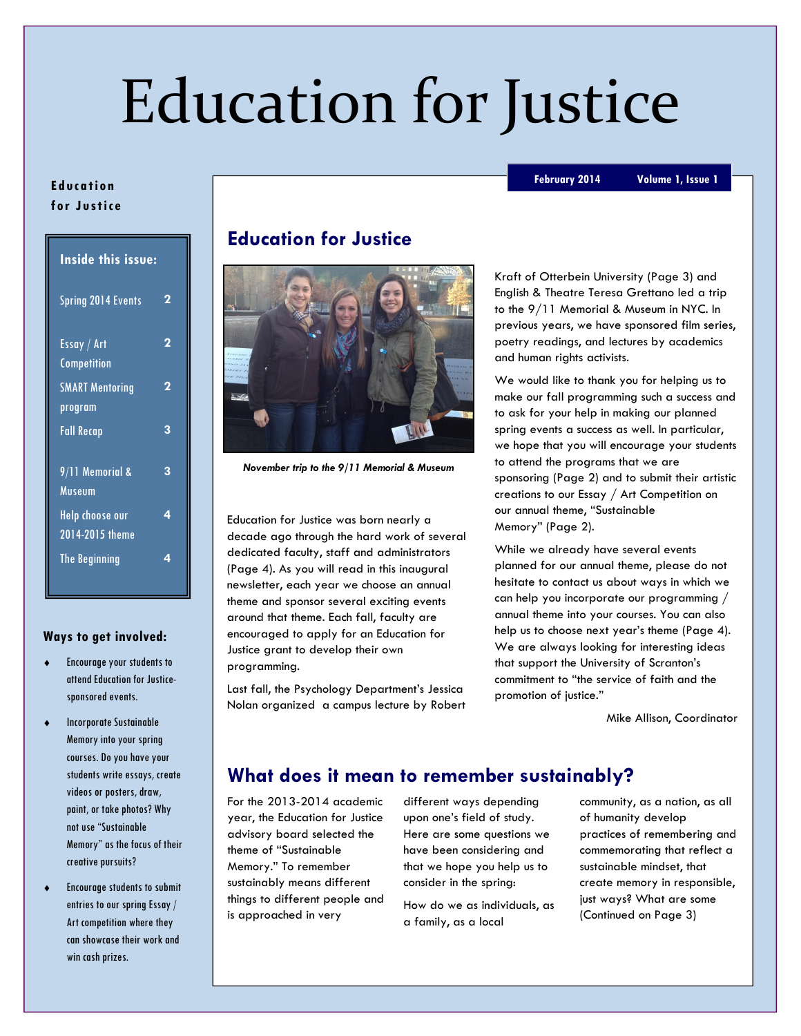# Education for Justice

**Education for Justice**

February 2014 Volume 1, Issue 1

**Inside this issue:**

| | |
|---|---|
| Spring 2014 Events | 2 |
| Essay / Art Competition | 2 |
| SMART Mentoring program | 2 |
| Fall Recap | 3 |
| 9/11 Memorial & Museum | 3 |
| Help choose our 2014-2015 theme | 4 |
| The Beginning | 4 |

### Ways to get involved:

- Encourage your students to attend Education for Justice-sponsored events.
- Incorporate Sustainable Memory into your spring courses. Do you have your students write essays, create videos or posters, draw, paint, or take photos? Why not use "Sustainable Memory" as the focus of their creative pursuits?
- Encourage students to submit entries to our spring Essay / Art competition where they can showcase their work and win cash prizes.

## Education for Justice

*November trip to the 9/11 Memorial & Museum*

Education for Justice was born nearly a decade ago through the hard work of several dedicated faculty, staff and administrators (Page 4). As you will read in this inaugural newsletter, each year we choose an annual theme and sponsor several exciting events around that theme. Each fall, faculty are encouraged to apply for an Education for Justice grant to develop their own programming.

Last fall, the Psychology Department's Jessica Nolan organized a campus lecture by Robert Kraft of Otterbein University (Page 3) and English & Theatre Teresa Grettano led a trip to the 9/11 Memorial & Museum in NYC. In previous years, we have sponsored film series, poetry readings, and lectures by academics and human rights activists.

We would like to thank you for helping us to make our fall programming such a success and to ask for your help in making our planned spring events a success as well. In particular, we hope that you will encourage your students to attend the programs that we are sponsoring (Page 2) and to submit their artistic creations to our Essay / Art Competition on our annual theme, "Sustainable Memory" (Page 2).

While we already have several events planned for our annual theme, please do not hesitate to contact us about ways in which we can help you incorporate our programming / annual theme into your courses. You can also help us to choose next year's theme (Page 4). We are always looking for interesting ideas that support the University of Scranton's commitment to "the service of faith and the promotion of justice."

Mike Allison, Coordinator

## What does it mean to remember sustainably?

For the 2013-2014 academic year, the Education for Justice advisory board selected the theme of "Sustainable Memory." To remember sustainably means different things to different people and is approached in very different ways depending upon one's field of study. Here are some questions we have been considering and that we hope you help us to consider in the spring:

How do we as individuals, as a family, as a local community, as a nation, as all of humanity develop practices of remembering and commemorating that reflect a sustainable mindset, that create memory in responsible, just ways? What are some (Continued on Page 3)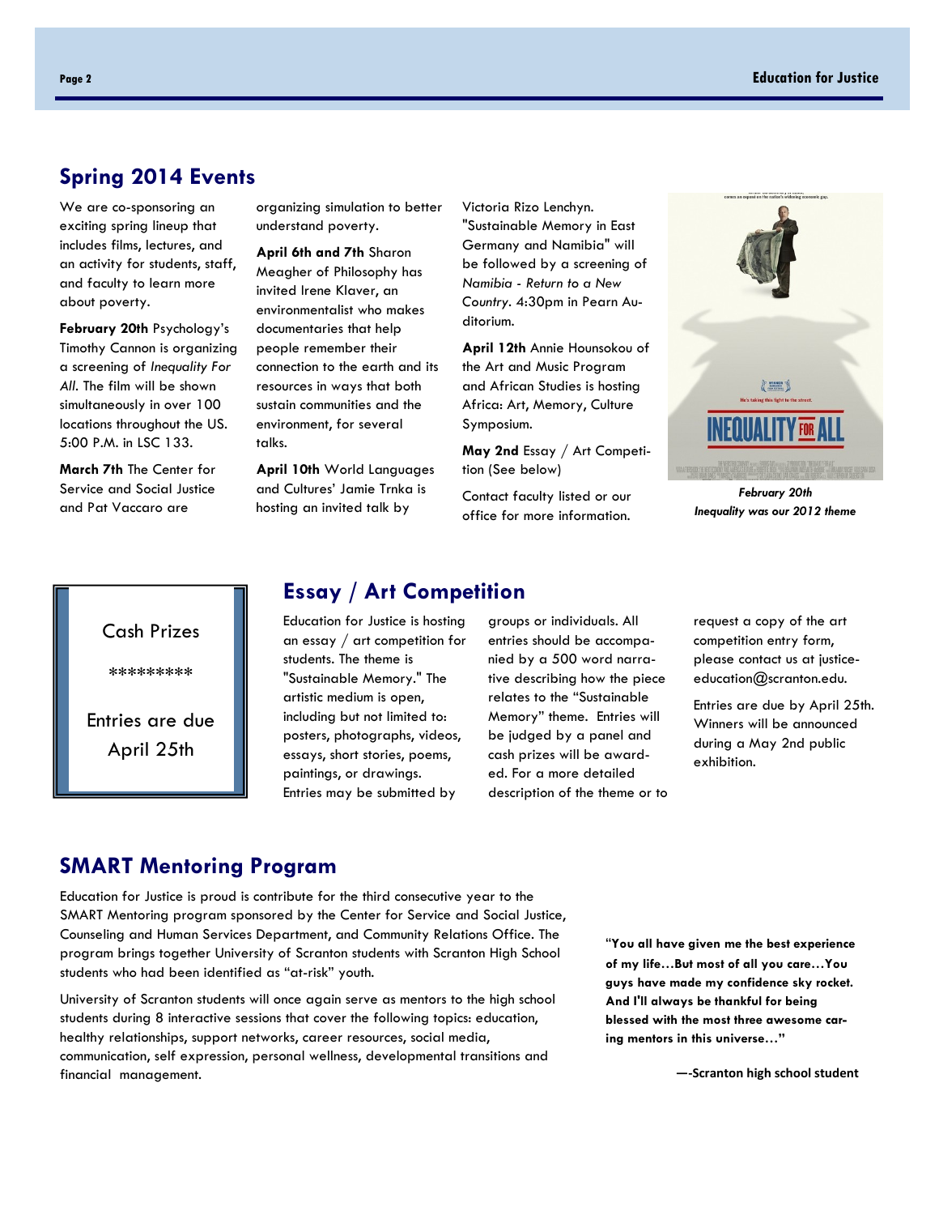## Spring 2014 Events

We are co-sponsoring an exciting spring lineup that includes films, lectures, and an activity for students, staff, and faculty to learn more about poverty.

**February 20th** Psychology's Timothy Cannon is organizing a screening of *Inequality For All*. The film will be shown simultaneously in over 100 locations throughout the US. 5:00 P.M. in LSC 133.

**March 7th** The Center for Service and Social Justice and Pat Vaccaro are organizing simulation to better understand poverty.

**April 6th and 7th** Sharon Meagher of Philosophy has invited Irene Klaver, an environmentalist who makes documentaries that help people remember their connection to the earth and its resources in ways that both sustain communities and the environment, for several talks.

**April 10th** World Languages and Cultures' Jamie Trnka is hosting an invited talk by Victoria Rizo Lenchyn. "Sustainable Memory in East Germany and Namibia" will be followed by a screening of *Namibia - Return to a New Country*. 4:30pm in Pearn Auditorium.

**April 12th** Annie Hounsokou of the Art and Music Program and African Studies is hosting Africa: Art, Memory, Culture Symposium.

**May 2nd** Essay / Art Competition (See below)

Contact faculty listed or our office for more information.

***February 20th***
***Inequality was our 2012 theme***

Cash Prizes

*********

Entries are due April 25th

## Essay / Art Competition

Education for Justice is hosting an essay / art competition for students. The theme is "Sustainable Memory." The artistic medium is open, including but not limited to: posters, photographs, videos, essays, short stories, poems, paintings, or drawings. Entries may be submitted by groups or individuals. All entries should be accompanied by a 500 word narrative describing how the piece relates to the "Sustainable Memory" theme. Entries will be judged by a panel and cash prizes will be awarded. For a more detailed description of the theme or to request a copy of the art competition entry form, please contact us at justice-education@scranton.edu.

Entries are due by April 25th. Winners will be announced during a May 2nd public exhibition.

## SMART Mentoring Program

Education for Justice is proud is contribute for the third consecutive year to the SMART Mentoring program sponsored by the Center for Service and Social Justice, Counseling and Human Services Department, and Community Relations Office. The program brings together University of Scranton students with Scranton High School students who had been identified as "at-risk" youth.

University of Scranton students will once again serve as mentors to the high school students during 8 interactive sessions that cover the following topics: education, healthy relationships, support networks, career resources, social media, communication, self expression, personal wellness, developmental transitions and financial management.

**"You all have given me the best experience of my life…But most of all you care…You guys have made my confidence sky rocket. And I'll always be thankful for being blessed with the most three awesome caring mentors in this universe…"**

**—-Scranton high school student**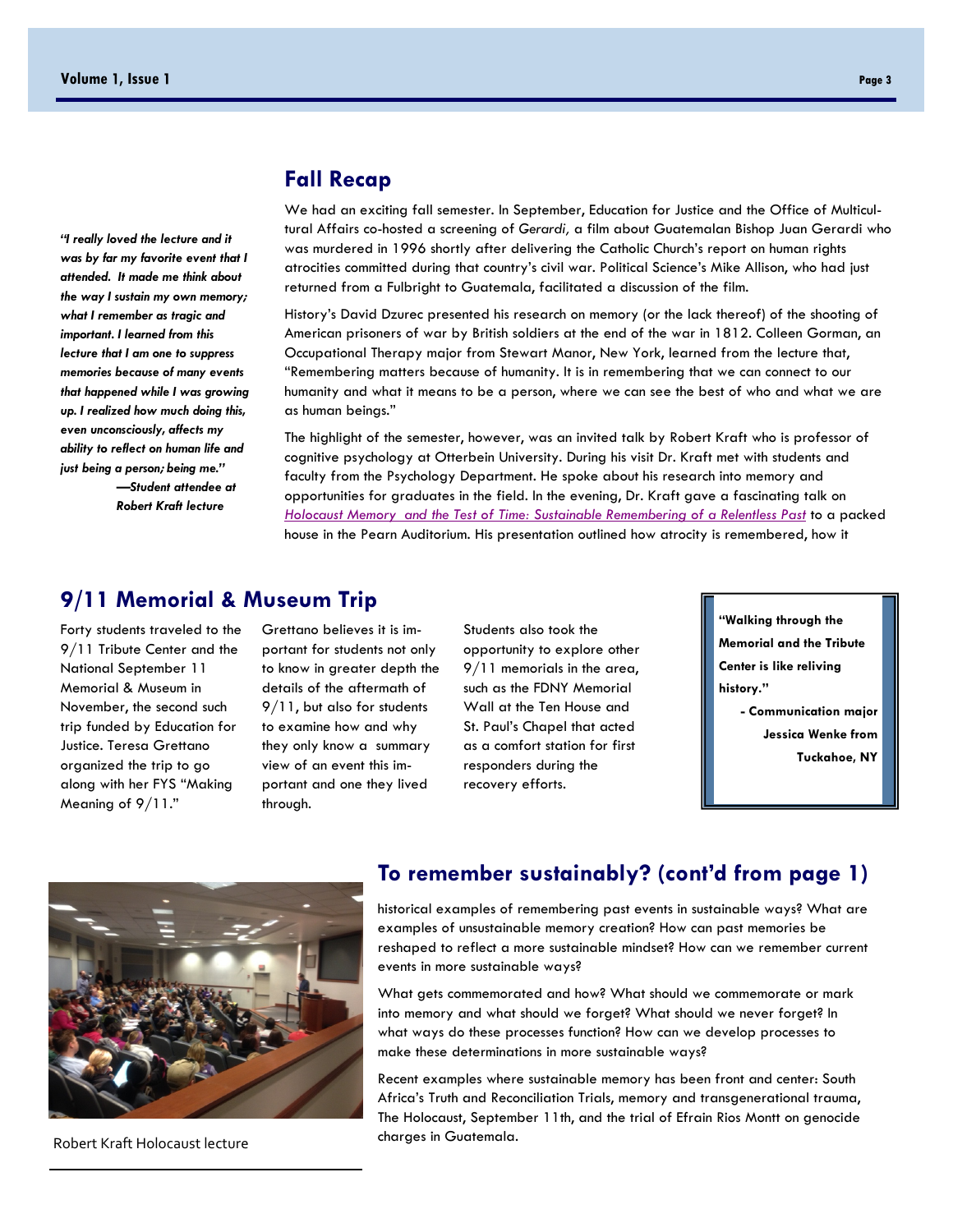## Fall Recap

*"I really loved the lecture and it was by far my favorite event that I attended. It made me think about the way I sustain my own memory; what I remember as tragic and important. I learned from this lecture that I am one to suppress memories because of many events that happened while I was growing up. I realized how much doing this, even unconsciously, affects my ability to reflect on human life and just being a person; being me."*
*—Student attendee at Robert Kraft lecture*

We had an exciting fall semester. In September, Education for Justice and the Office of Multicultural Affairs co-hosted a screening of *Gerardi,* a film about Guatemalan Bishop Juan Gerardi who was murdered in 1996 shortly after delivering the Catholic Church's report on human rights atrocities committed during that country's civil war. Political Science's Mike Allison, who had just returned from a Fulbright to Guatemala, facilitated a discussion of the film.

History's David Dzurec presented his research on memory (or the lack thereof) of the shooting of American prisoners of war by British soldiers at the end of the war in 1812. Colleen Gorman, an Occupational Therapy major from Stewart Manor, New York, learned from the lecture that, "Remembering matters because of humanity. It is in remembering that we can connect to our humanity and what it means to be a person, where we can see the best of who and what we are as human beings."

The highlight of the semester, however, was an invited talk by Robert Kraft who is professor of cognitive psychology at Otterbein University. During his visit Dr. Kraft met with students and faculty from the Psychology Department. He spoke about his research into memory and opportunities for graduates in the field. In the evening, Dr. Kraft gave a fascinating talk on *Holocaust Memory and the Test of Time: Sustainable Remembering of a Relentless Past* to a packed house in the Pearn Auditorium. His presentation outlined how atrocity is remembered, how it

## 9/11 Memorial & Museum Trip

Forty students traveled to the 9/11 Tribute Center and the National September 11 Memorial & Museum in November, the second such trip funded by Education for Justice. Teresa Grettano organized the trip to go along with her FYS "Making Meaning of 9/11."

Grettano believes it is important for students not only to know in greater depth the details of the aftermath of 9/11, but also for students to examine how and why they only know a summary view of an event this important and one they lived through.

Students also took the opportunity to explore other 9/11 memorials in the area, such as the FDNY Memorial Wall at the Ten House and St. Paul's Chapel that acted as a comfort station for first responders during the recovery efforts.

**"Walking through the Memorial and the Tribute Center is like reliving history."**
**- Communication major Jessica Wenke from Tuckahoe, NY**

Robert Kraft Holocaust lecture

## To remember sustainably? (cont'd from page 1)

historical examples of remembering past events in sustainable ways? What are examples of unsustainable memory creation? How can past memories be reshaped to reflect a more sustainable mindset? How can we remember current events in more sustainable ways?

What gets commemorated and how? What should we commemorate or mark into memory and what should we forget? What should we never forget? In what ways do these processes function? How can we develop processes to make these determinations in more sustainable ways?

Recent examples where sustainable memory has been front and center: South Africa's Truth and Reconciliation Trials, memory and transgenerational trauma, The Holocaust, September 11th, and the trial of Efrain Rios Montt on genocide charges in Guatemala.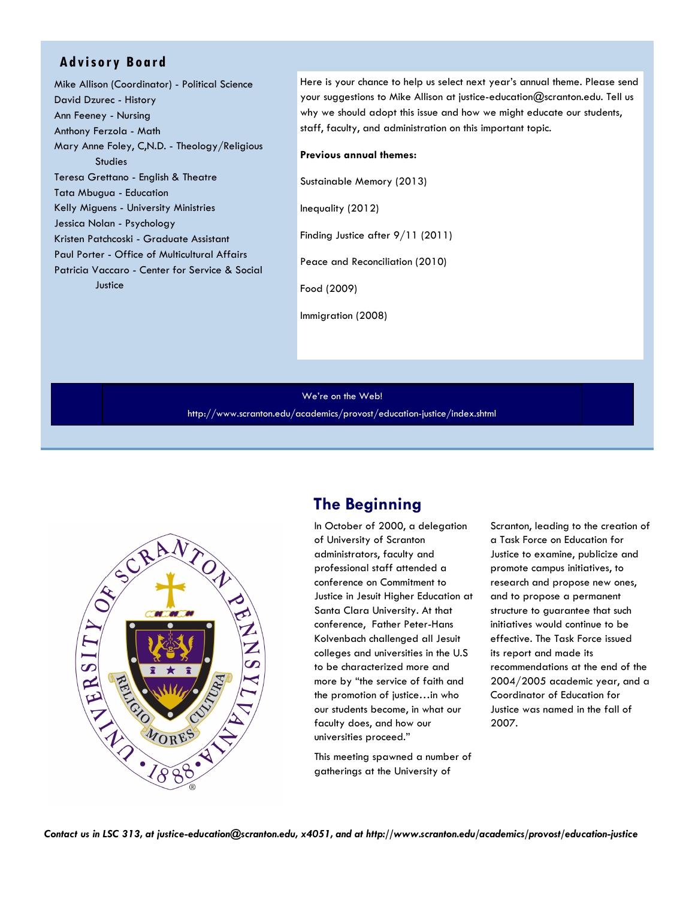## Advisory Board

Mike Allison (Coordinator) - Political Science
David Dzurec - History
Ann Feeney - Nursing
Anthony Ferzola - Math
Mary Anne Foley, C,N.D. - Theology/Religious Studies
Teresa Grettano - English & Theatre
Tata Mbugua - Education
Kelly Miguens - University Ministries
Jessica Nolan - Psychology
Kristen Patchcoski - Graduate Assistant
Paul Porter - Office of Multicultural Affairs
Patricia Vaccaro - Center for Service & Social Justice

Here is your chance to help us select next year's annual theme. Please send your suggestions to Mike Allison at justice-education@scranton.edu. Tell us why we should adopt this issue and how we might educate our students, staff, faculty, and administration on this important topic.

**Previous annual themes:**

Sustainable Memory (2013)

Inequality (2012)

Finding Justice after 9/11 (2011)

Peace and Reconciliation (2010)

Food (2009)

Immigration (2008)

We're on the Web!

http://www.scranton.edu/academics/provost/education-justice/index.shtml

## The Beginning

In October of 2000, a delegation of University of Scranton administrators, faculty and professional staff attended a conference on Commitment to Justice in Jesuit Higher Education at Santa Clara University. At that conference, Father Peter-Hans Kolvenbach challenged all Jesuit colleges and universities in the U.S to be characterized more and more by "the service of faith and the promotion of justice…in who our students become, in what our faculty does, and how our universities proceed."

This meeting spawned a number of gatherings at the University of Scranton, leading to the creation of a Task Force on Education for Justice to examine, publicize and promote campus initiatives, to research and propose new ones, and to propose a permanent structure to guarantee that such initiatives would continue to be effective. The Task Force issued its report and made its recommendations at the end of the 2004/2005 academic year, and a Coordinator of Education for Justice was named in the fall of 2007.

*Contact us in LSC 313, at justice-education@scranton.edu, x4051, and at http://www.scranton.edu/academics/provost/education-justice*